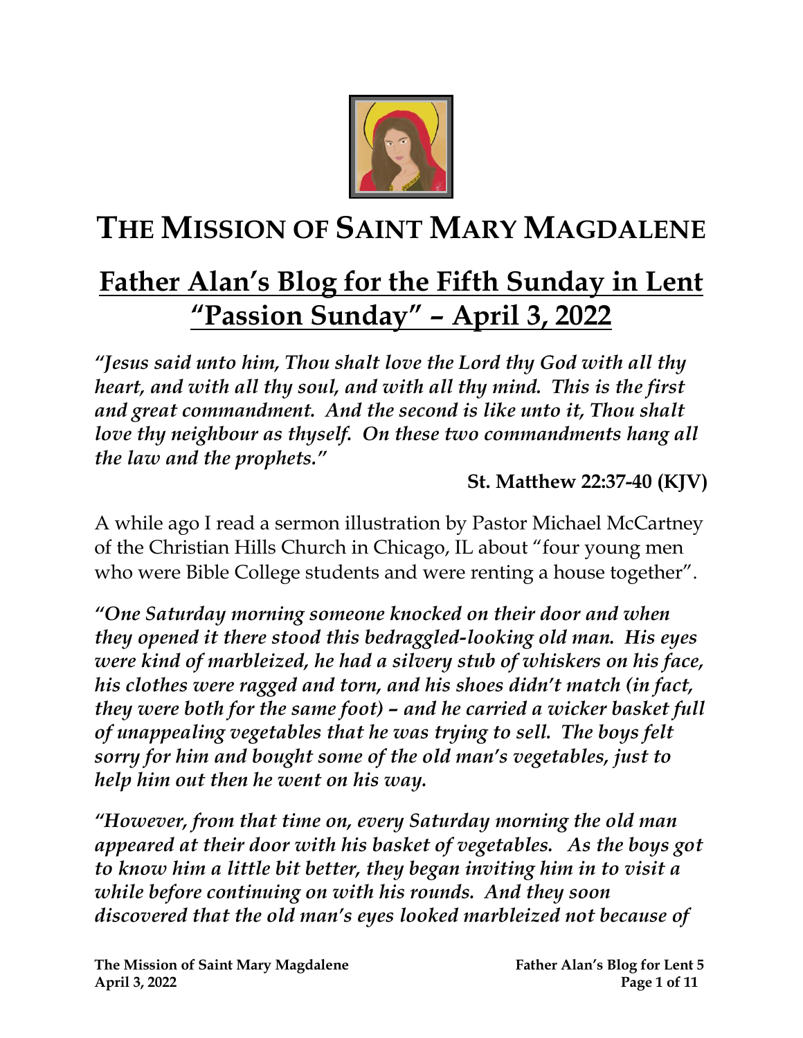# THE MISSION OF SAINT MARY MAGDALENE

## Father Alan's Blog for the Fifth Sunday in Lent "Passion Sunday" – April 3, 2022

***"Jesus said unto him, Thou shalt love the Lord thy God with all thy heart, and with all thy soul, and with all thy mind. This is the first and great commandment. And the second is like unto it, Thou shalt love thy neighbour as thyself. On these two commandments hang all the law and the prophets."***

**St. Matthew 22:37-40 (KJV)**

A while ago I read a sermon illustration by Pastor Michael McCartney of the Christian Hills Church in Chicago, IL about "four young men who were Bible College students and were renting a house together".

***"One Saturday morning someone knocked on their door and when they opened it there stood this bedraggled-looking old man. His eyes were kind of marbleized, he had a silvery stub of whiskers on his face, his clothes were ragged and torn, and his shoes didn't match (in fact, they were both for the same foot) – and he carried a wicker basket full of unappealing vegetables that he was trying to sell. The boys felt sorry for him and bought some of the old man's vegetables, just to help him out then he went on his way.***

***"However, from that time on, every Saturday morning the old man appeared at their door with his basket of vegetables. As the boys got to know him a little bit better, they began inviting him in to visit a while before continuing on with his rounds. And they soon discovered that the old man's eyes looked marbleized not because of***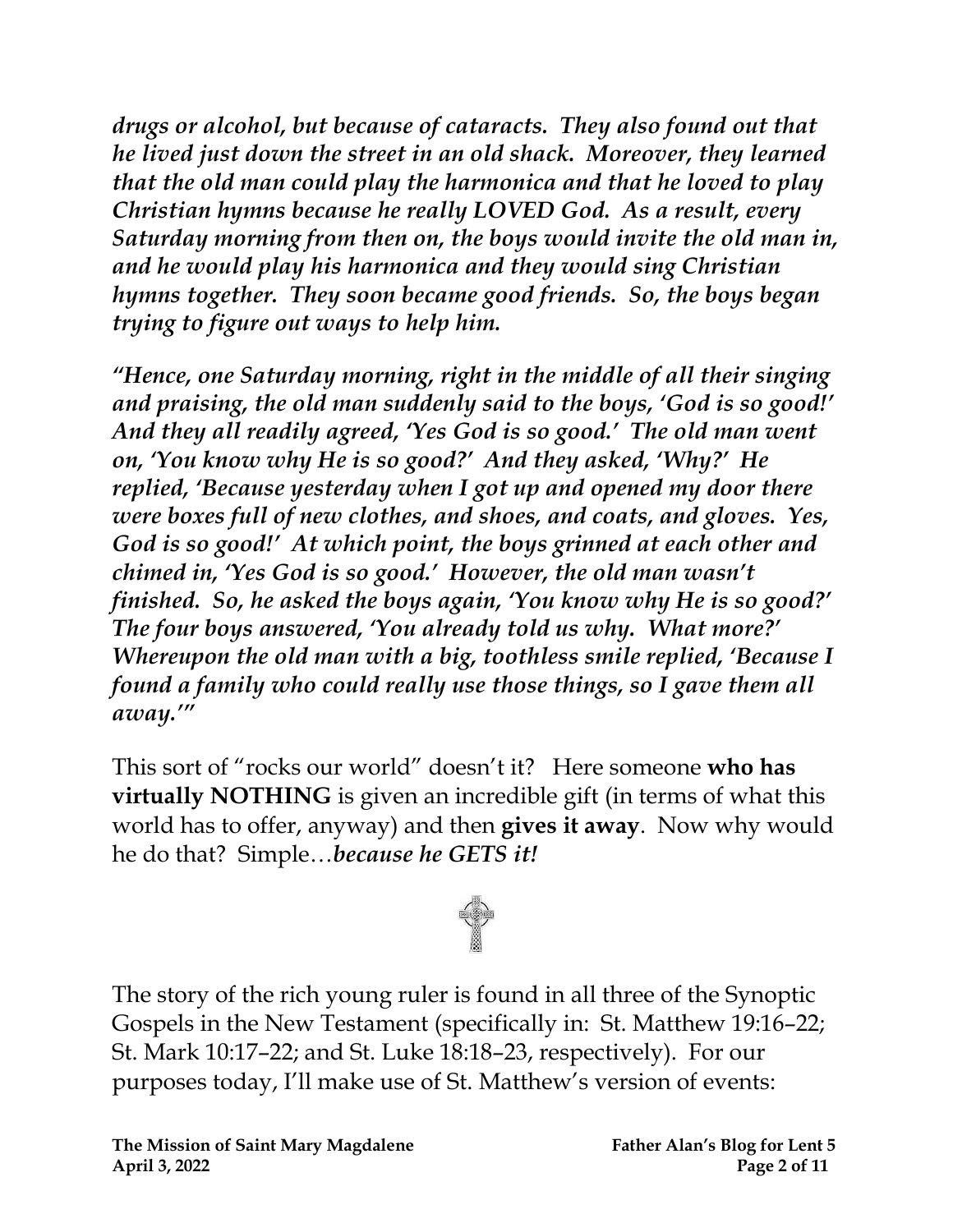***drugs or alcohol, but because of cataracts. They also found out that he lived just down the street in an old shack. Moreover, they learned that the old man could play the harmonica and that he loved to play Christian hymns because he really LOVED God. As a result, every Saturday morning from then on, the boys would invite the old man in, and he would play his harmonica and they would sing Christian hymns together. They soon became good friends. So, the boys began trying to figure out ways to help him.***

***"Hence, one Saturday morning, right in the middle of all their singing and praising, the old man suddenly said to the boys, 'God is so good!' And they all readily agreed, 'Yes God is so good.' The old man went on, 'You know why He is so good?' And they asked, 'Why?' He replied, 'Because yesterday when I got up and opened my door there were boxes full of new clothes, and shoes, and coats, and gloves. Yes, God is so good!' At which point, the boys grinned at each other and chimed in, 'Yes God is so good.' However, the old man wasn't finished. So, he asked the boys again, 'You know why He is so good?' The four boys answered, 'You already told us why. What more?' Whereupon the old man with a big, toothless smile replied, 'Because I found a family who could really use those things, so I gave them all away.'"***

This sort of "rocks our world" doesn't it? Here someone **who has virtually NOTHING** is given an incredible gift (in terms of what this world has to offer, anyway) and then **gives it away**. Now why would he do that? Simple…***because he GETS it!***

✠

The story of the rich young ruler is found in all three of the Synoptic Gospels in the New Testament (specifically in: St. Matthew 19:16–22; St. Mark 10:17–22; and St. Luke 18:18–23, respectively). For our purposes today, I'll make use of St. Matthew's version of events: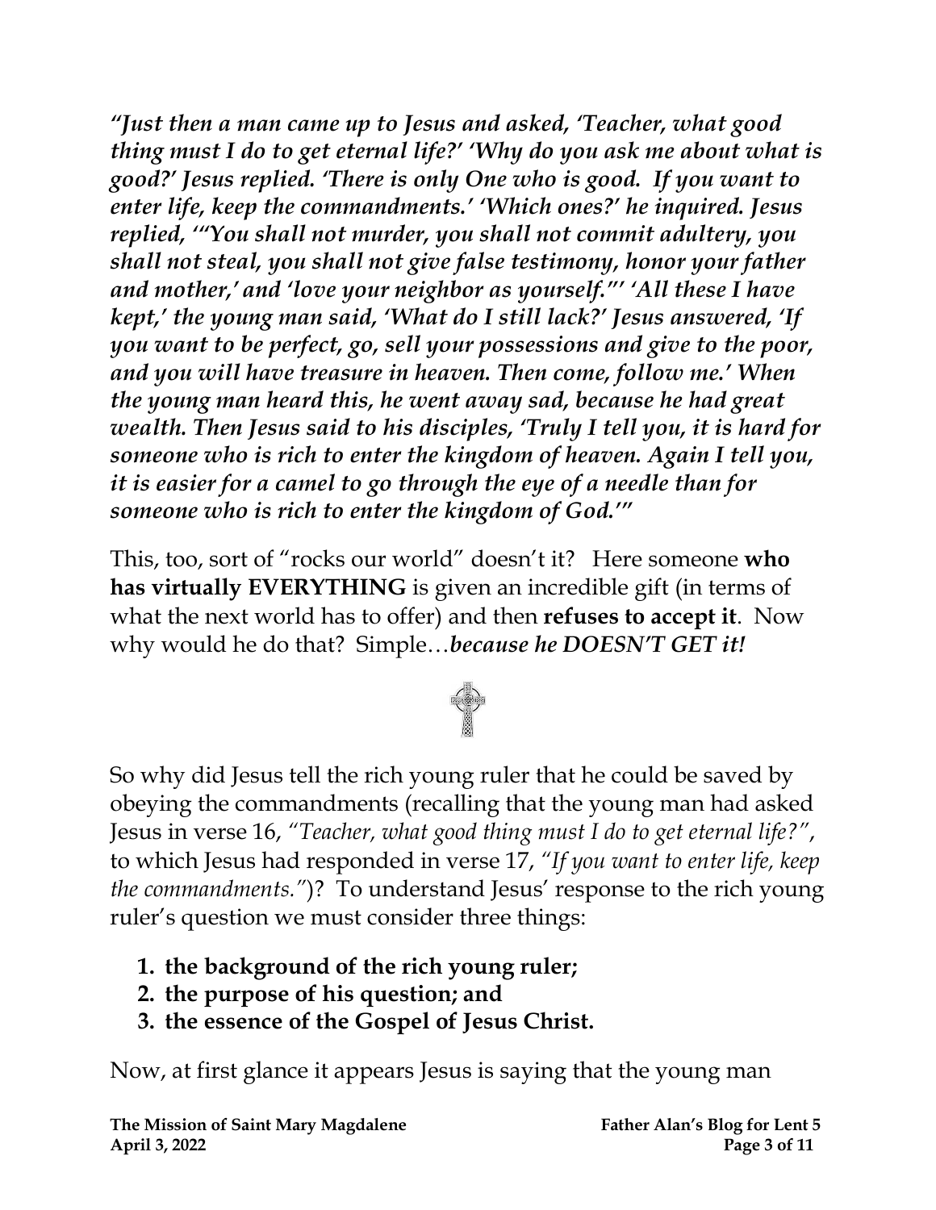***"Just then a man came up to Jesus and asked, 'Teacher, what good thing must I do to get eternal life?' 'Why do you ask me about what is good?' Jesus replied. 'There is only One who is good. If you want to enter life, keep the commandments.' 'Which ones?' he inquired. Jesus replied, '"You shall not murder, you shall not commit adultery, you shall not steal, you shall not give false testimony, honor your father and mother,' and 'love your neighbor as yourself."' 'All these I have kept,' the young man said, 'What do I still lack?' Jesus answered, 'If you want to be perfect, go, sell your possessions and give to the poor, and you will have treasure in heaven. Then come, follow me.' When the young man heard this, he went away sad, because he had great wealth. Then Jesus said to his disciples, 'Truly I tell you, it is hard for someone who is rich to enter the kingdom of heaven. Again I tell you, it is easier for a camel to go through the eye of a needle than for someone who is rich to enter the kingdom of God.'"***

This, too, sort of "rocks our world" doesn't it? Here someone **who has virtually EVERYTHING** is given an incredible gift (in terms of what the next world has to offer) and then **refuses to accept it**. Now why would he do that? Simple…***because he DOESN'T GET it!***

So why did Jesus tell the rich young ruler that he could be saved by obeying the commandments (recalling that the young man had asked Jesus in verse 16, *"Teacher, what good thing must I do to get eternal life?"*, to which Jesus had responded in verse 17, *"If you want to enter life, keep the commandments."*)? To understand Jesus' response to the rich young ruler's question we must consider three things:

1. **the background of the rich young ruler;**
2. **the purpose of his question; and**
3. **the essence of the Gospel of Jesus Christ.**

Now, at first glance it appears Jesus is saying that the young man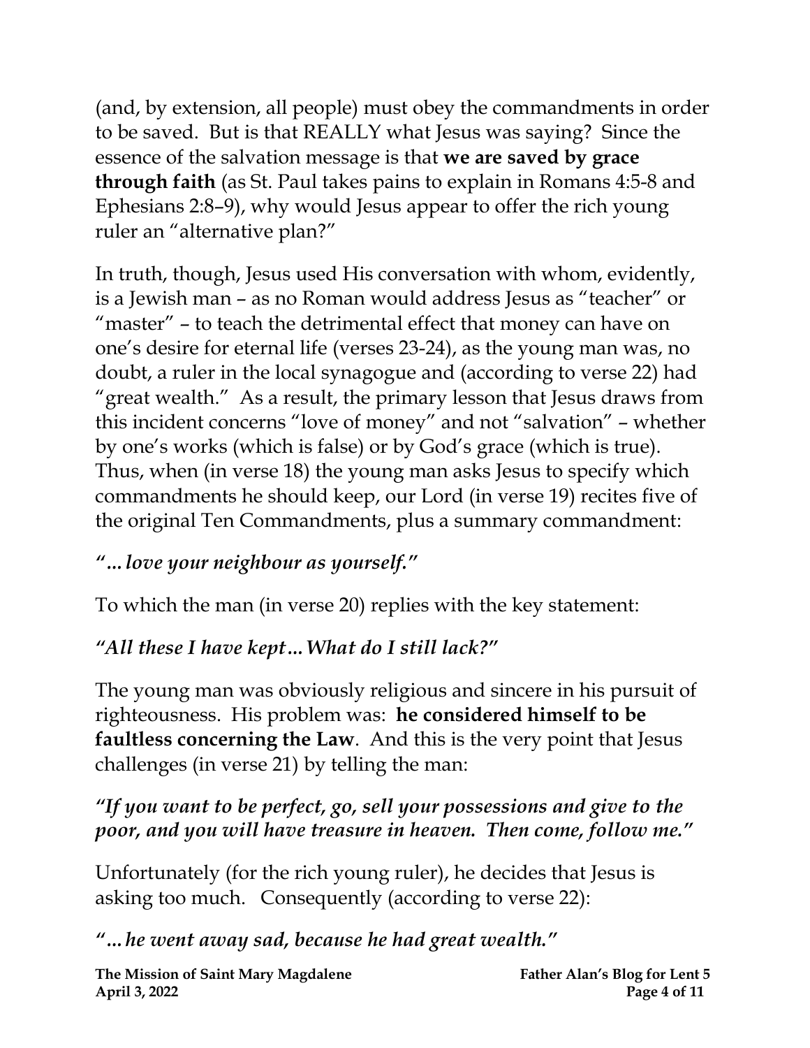(and, by extension, all people) must obey the commandments in order to be saved. But is that REALLY what Jesus was saying? Since the essence of the salvation message is that **we are saved by grace through faith** (as St. Paul takes pains to explain in Romans 4:5-8 and Ephesians 2:8–9), why would Jesus appear to offer the rich young ruler an "alternative plan?"

In truth, though, Jesus used His conversation with whom, evidently, is a Jewish man – as no Roman would address Jesus as "teacher" or "master" – to teach the detrimental effect that money can have on one's desire for eternal life (verses 23-24), as the young man was, no doubt, a ruler in the local synagogue and (according to verse 22) had "great wealth." As a result, the primary lesson that Jesus draws from this incident concerns "love of money" and not "salvation" – whether by one's works (which is false) or by God's grace (which is true). Thus, when (in verse 18) the young man asks Jesus to specify which commandments he should keep, our Lord (in verse 19) recites five of the original Ten Commandments, plus a summary commandment:

***"…love your neighbour as yourself."***

To which the man (in verse 20) replies with the key statement:

***"All these I have kept…What do I still lack?"***

The young man was obviously religious and sincere in his pursuit of righteousness. His problem was: **he considered himself to be faultless concerning the Law**. And this is the very point that Jesus challenges (in verse 21) by telling the man:

***"If you want to be perfect, go, sell your possessions and give to the poor, and you will have treasure in heaven. Then come, follow me."***

Unfortunately (for the rich young ruler), he decides that Jesus is asking too much. Consequently (according to verse 22):

***"…he went away sad, because he had great wealth."***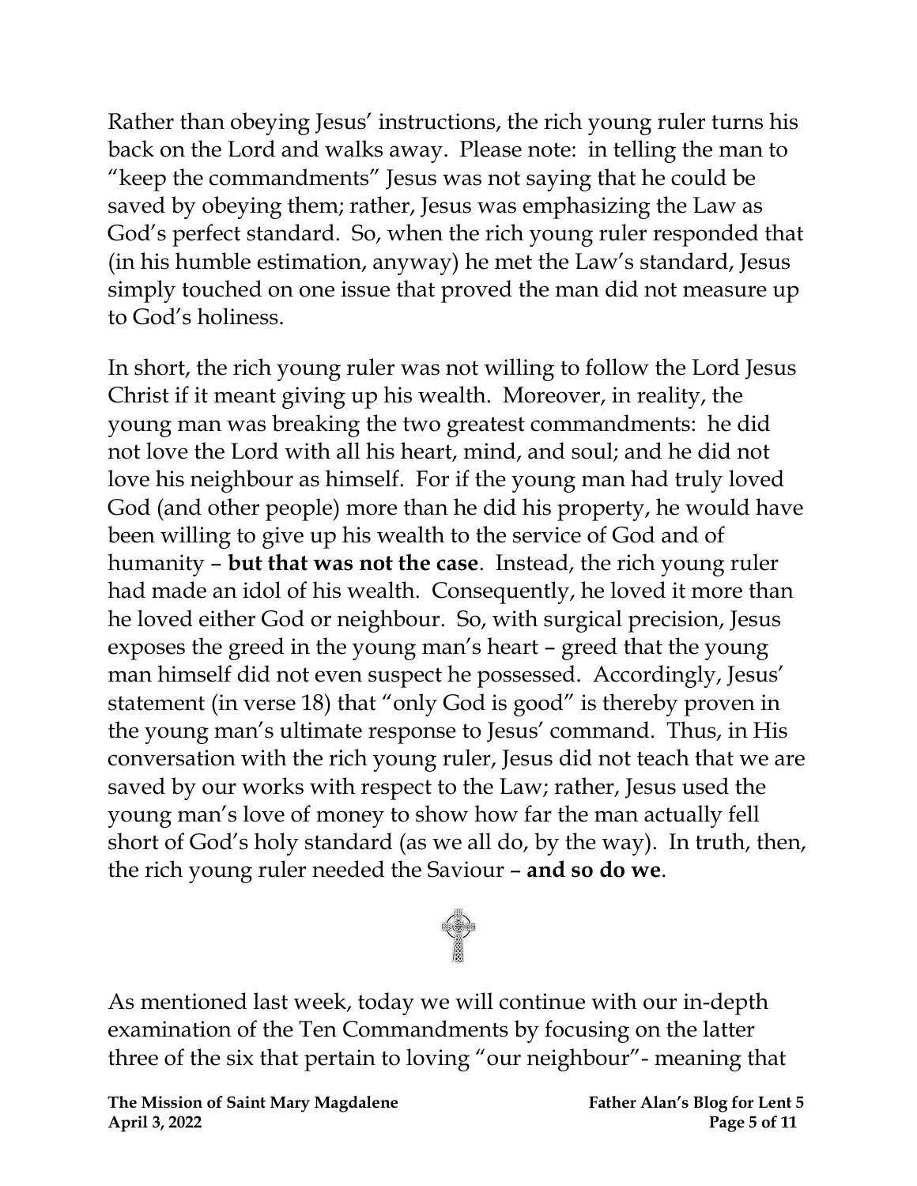Rather than obeying Jesus' instructions, the rich young ruler turns his back on the Lord and walks away. Please note: in telling the man to "keep the commandments" Jesus was not saying that he could be saved by obeying them; rather, Jesus was emphasizing the Law as God's perfect standard. So, when the rich young ruler responded that (in his humble estimation, anyway) he met the Law's standard, Jesus simply touched on one issue that proved the man did not measure up to God's holiness.

In short, the rich young ruler was not willing to follow the Lord Jesus Christ if it meant giving up his wealth. Moreover, in reality, the young man was breaking the two greatest commandments: he did not love the Lord with all his heart, mind, and soul; and he did not love his neighbour as himself. For if the young man had truly loved God (and other people) more than he did his property, he would have been willing to give up his wealth to the service of God and of humanity – **but that was not the case**. Instead, the rich young ruler had made an idol of his wealth. Consequently, he loved it more than he loved either God or neighbour. So, with surgical precision, Jesus exposes the greed in the young man's heart – greed that the young man himself did not even suspect he possessed. Accordingly, Jesus' statement (in verse 18) that "only God is good" is thereby proven in the young man's ultimate response to Jesus' command. Thus, in His conversation with the rich young ruler, Jesus did not teach that we are saved by our works with respect to the Law; rather, Jesus used the young man's love of money to show how far the man actually fell short of God's holy standard (as we all do, by the way). In truth, then, the rich young ruler needed the Saviour – **and so do we**.

As mentioned last week, today we will continue with our in-depth examination of the Ten Commandments by focusing on the latter three of the six that pertain to loving "our neighbour"- meaning that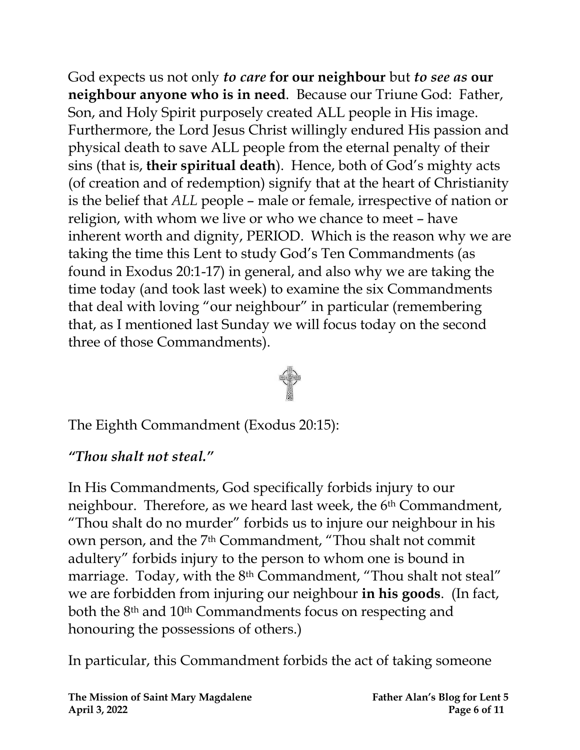God expects us not only ***to care* for our neighbour** but ***to see as* our neighbour anyone who is in need**. Because our Triune God: Father, Son, and Holy Spirit purposely created ALL people in His image. Furthermore, the Lord Jesus Christ willingly endured His passion and physical death to save ALL people from the eternal penalty of their sins (that is, **their spiritual death**). Hence, both of God's mighty acts (of creation and of redemption) signify that at the heart of Christianity is the belief that *ALL* people – male or female, irrespective of nation or religion, with whom we live or who we chance to meet – have inherent worth and dignity, PERIOD. Which is the reason why we are taking the time this Lent to study God's Ten Commandments (as found in Exodus 20:1-17) in general, and also why we are taking the time today (and took last week) to examine the six Commandments that deal with loving "our neighbour" in particular (remembering that, as I mentioned last Sunday we will focus today on the second three of those Commandments).

The Eighth Commandment (Exodus 20:15):

***"Thou shalt not steal."***

In His Commandments, God specifically forbids injury to our neighbour. Therefore, as we heard last week, the 6th Commandment, "Thou shalt do no murder" forbids us to injure our neighbour in his own person, and the 7th Commandment, "Thou shalt not commit adultery" forbids injury to the person to whom one is bound in marriage. Today, with the 8th Commandment, "Thou shalt not steal" we are forbidden from injuring our neighbour **in his goods**. (In fact, both the 8th and 10th Commandments focus on respecting and honouring the possessions of others.)

In particular, this Commandment forbids the act of taking someone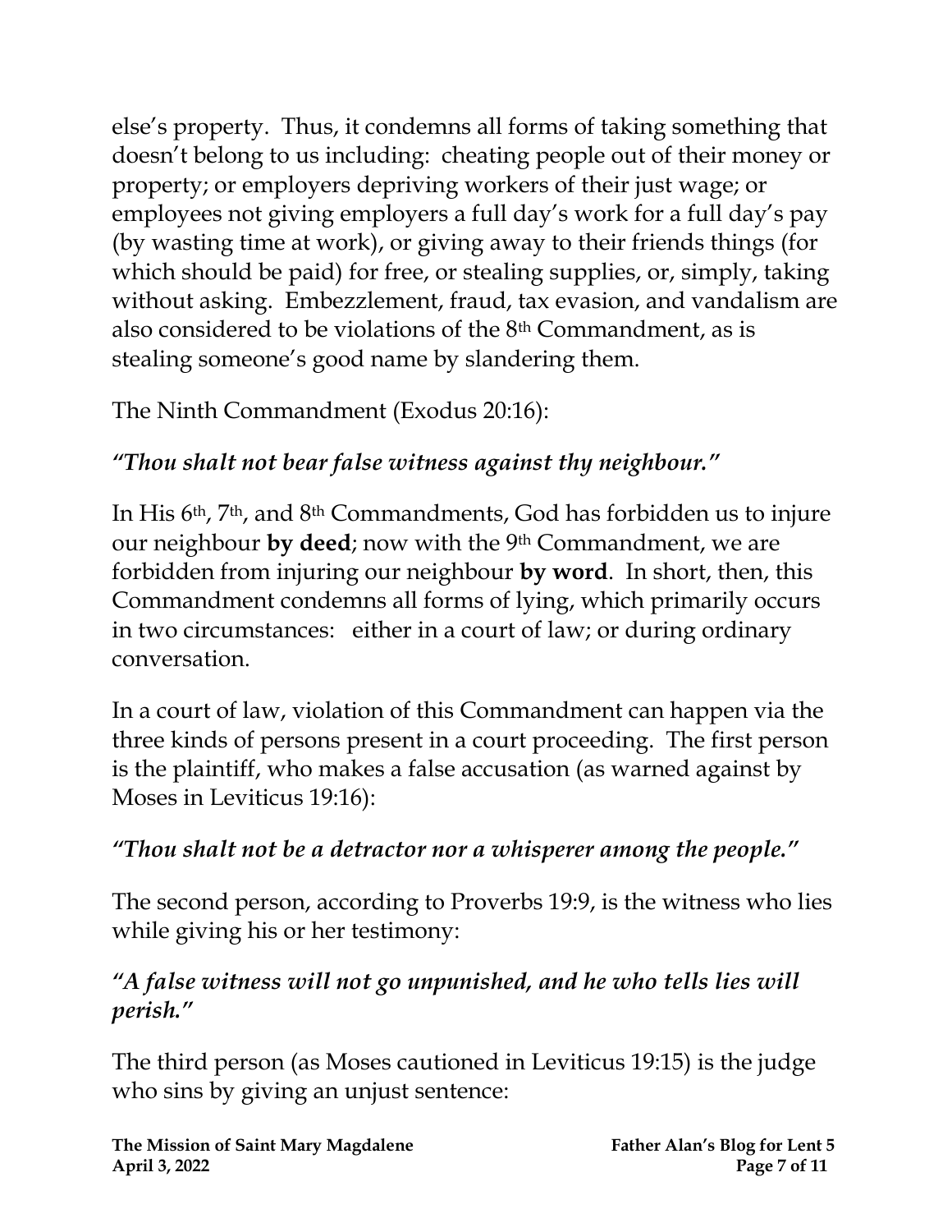else's property. Thus, it condemns all forms of taking something that doesn't belong to us including: cheating people out of their money or property; or employers depriving workers of their just wage; or employees not giving employers a full day's work for a full day's pay (by wasting time at work), or giving away to their friends things (for which should be paid) for free, or stealing supplies, or, simply, taking without asking. Embezzlement, fraud, tax evasion, and vandalism are also considered to be violations of the 8th Commandment, as is stealing someone's good name by slandering them.

The Ninth Commandment (Exodus 20:16):

*"Thou shalt not bear false witness against thy neighbour."*

In His 6th, 7th, and 8th Commandments, God has forbidden us to injure our neighbour **by deed**; now with the 9th Commandment, we are forbidden from injuring our neighbour **by word**. In short, then, this Commandment condemns all forms of lying, which primarily occurs in two circumstances: either in a court of law; or during ordinary conversation.

In a court of law, violation of this Commandment can happen via the three kinds of persons present in a court proceeding. The first person is the plaintiff, who makes a false accusation (as warned against by Moses in Leviticus 19:16):

*"Thou shalt not be a detractor nor a whisperer among the people."*

The second person, according to Proverbs 19:9, is the witness who lies while giving his or her testimony:

*"A false witness will not go unpunished, and he who tells lies will perish."*

The third person (as Moses cautioned in Leviticus 19:15) is the judge who sins by giving an unjust sentence: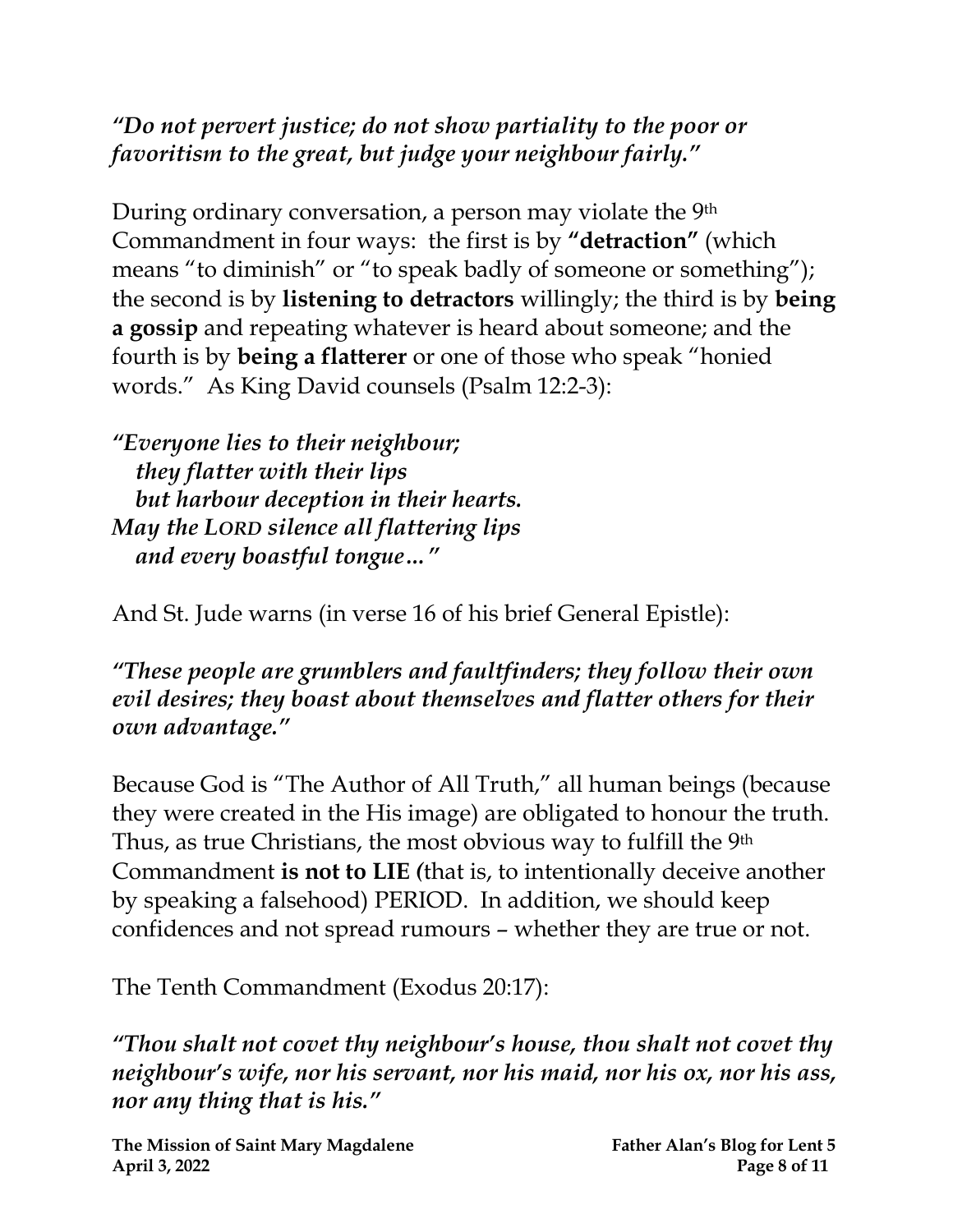*"Do not pervert justice; do not show partiality to the poor or favoritism to the great, but judge your neighbour fairly."*

During ordinary conversation, a person may violate the 9th Commandment in four ways: the first is by **"detraction"** (which means "to diminish" or "to speak badly of someone or something"); the second is by **listening to detractors** willingly; the third is by **being a gossip** and repeating whatever is heard about someone; and the fourth is by **being a flatterer** or one of those who speak "honied words." As King David counsels (Psalm 12:2-3):

***"Everyone lies to their neighbour;***
***they flatter with their lips***
***but harbour deception in their hearts.***
***May the LORD silence all flattering lips***
***and every boastful tongue…"***

And St. Jude warns (in verse 16 of his brief General Epistle):

***"These people are grumblers and faultfinders; they follow their own evil desires; they boast about themselves and flatter others for their own advantage."***

Because God is "The Author of All Truth," all human beings (because they were created in the His image) are obligated to honour the truth. Thus, as true Christians, the most obvious way to fulfill the 9th Commandment **is not to LIE** (that is, to intentionally deceive another by speaking a falsehood) PERIOD. In addition, we should keep confidences and not spread rumours – whether they are true or not.

The Tenth Commandment (Exodus 20:17):

***"Thou shalt not covet thy neighbour's house, thou shalt not covet thy neighbour's wife, nor his servant, nor his maid, nor his ox, nor his ass, nor any thing that is his."***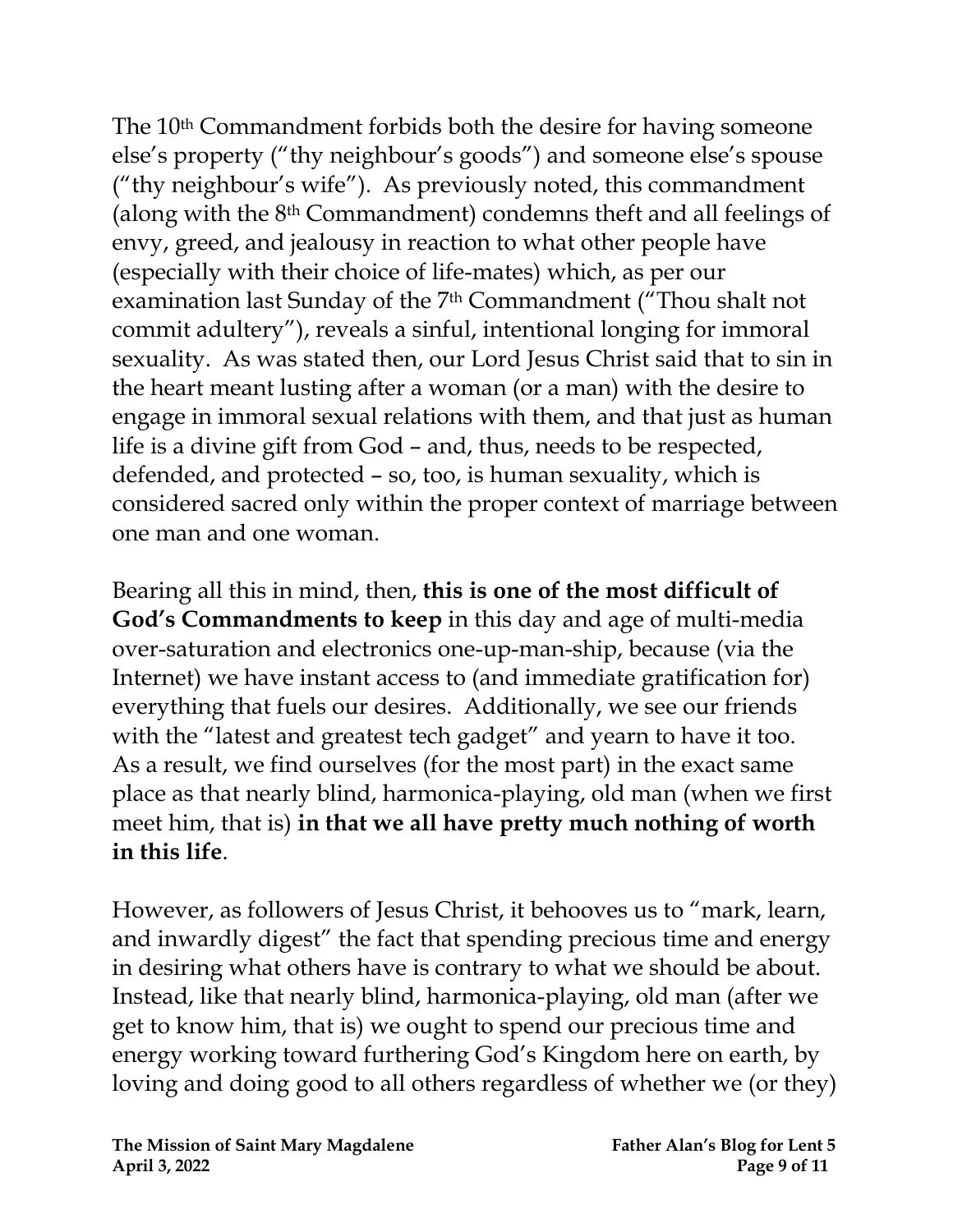The 10[th] Commandment forbids both the desire for having someone else's property ("thy neighbour's goods") and someone else's spouse ("thy neighbour's wife"). As previously noted, this commandment (along with the 8[th] Commandment) condemns theft and all feelings of envy, greed, and jealousy in reaction to what other people have (especially with their choice of life-mates) which, as per our examination last Sunday of the 7[th] Commandment ("Thou shalt not commit adultery"), reveals a sinful, intentional longing for immoral sexuality. As was stated then, our Lord Jesus Christ said that to sin in the heart meant lusting after a woman (or a man) with the desire to engage in immoral sexual relations with them, and that just as human life is a divine gift from God – and, thus, needs to be respected, defended, and protected – so, too, is human sexuality, which is considered sacred only within the proper context of marriage between one man and one woman.

Bearing all this in mind, then, **this is one of the most difficult of God's Commandments to keep** in this day and age of multi-media over-saturation and electronics one-up-man-ship, because (via the Internet) we have instant access to (and immediate gratification for) everything that fuels our desires. Additionally, we see our friends with the "latest and greatest tech gadget" and yearn to have it too. As a result, we find ourselves (for the most part) in the exact same place as that nearly blind, harmonica-playing, old man (when we first meet him, that is) **in that we all have pretty much nothing of worth in this life**.

However, as followers of Jesus Christ, it behooves us to "mark, learn, and inwardly digest" the fact that spending precious time and energy in desiring what others have is contrary to what we should be about. Instead, like that nearly blind, harmonica-playing, old man (after we get to know him, that is) we ought to spend our precious time and energy working toward furthering God's Kingdom here on earth, by loving and doing good to all others regardless of whether we (or they)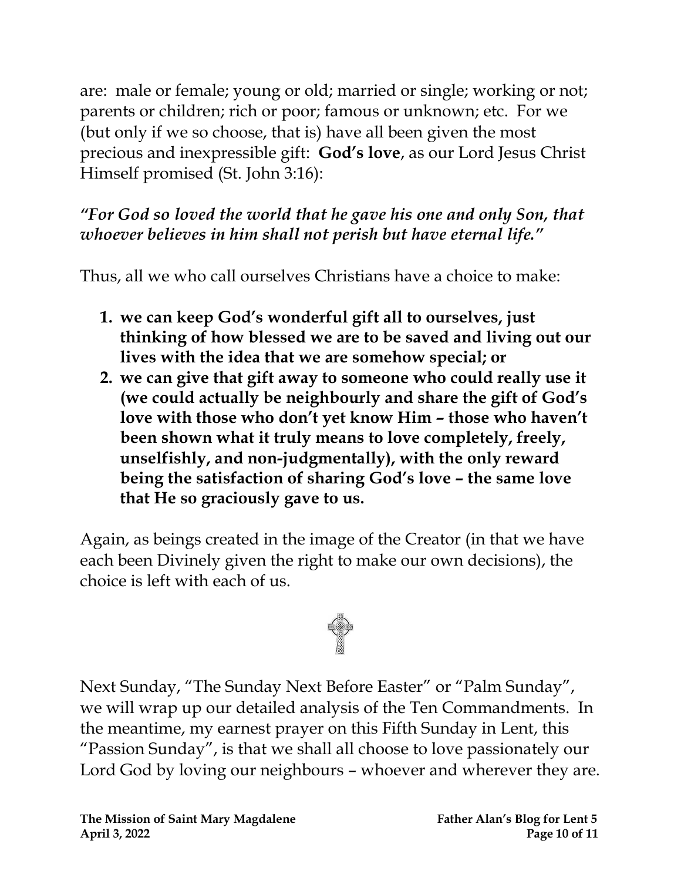are: male or female; young or old; married or single; working or not; parents or children; rich or poor; famous or unknown; etc. For we (but only if we so choose, that is) have all been given the most precious and inexpressible gift: **God's love**, as our Lord Jesus Christ Himself promised (St. John 3:16):

***"For God so loved the world that he gave his one and only Son, that whoever believes in him shall not perish but have eternal life."***

Thus, all we who call ourselves Christians have a choice to make:

1. **we can keep God's wonderful gift all to ourselves, just thinking of how blessed we are to be saved and living out our lives with the idea that we are somehow special; or**
2. **we can give that gift away to someone who could really use it (we could actually be neighbourly and share the gift of God's love with those who don't yet know Him – those who haven't been shown what it truly means to love completely, freely, unselfishly, and non-judgmentally), with the only reward being the satisfaction of sharing God's love – the same love that He so graciously gave to us.**

Again, as beings created in the image of the Creator (in that we have each been Divinely given the right to make our own decisions), the choice is left with each of us.

Next Sunday, "The Sunday Next Before Easter" or "Palm Sunday", we will wrap up our detailed analysis of the Ten Commandments. In the meantime, my earnest prayer on this Fifth Sunday in Lent, this "Passion Sunday", is that we shall all choose to love passionately our Lord God by loving our neighbours – whoever and wherever they are.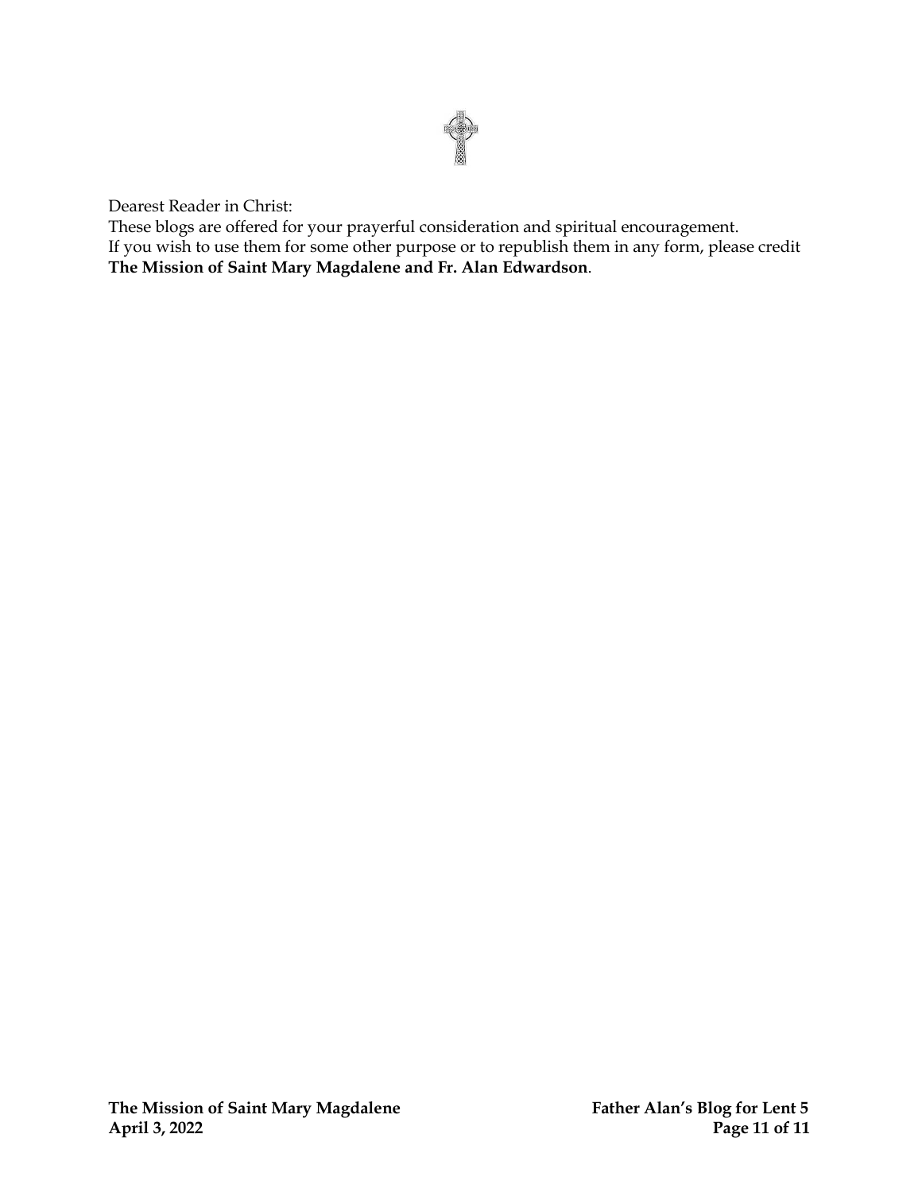Dearest Reader in Christ:

These blogs are offered for your prayerful consideration and spiritual encouragement.

If you wish to use them for some other purpose or to republish them in any form, please credit **The Mission of Saint Mary Magdalene and Fr. Alan Edwardson**.